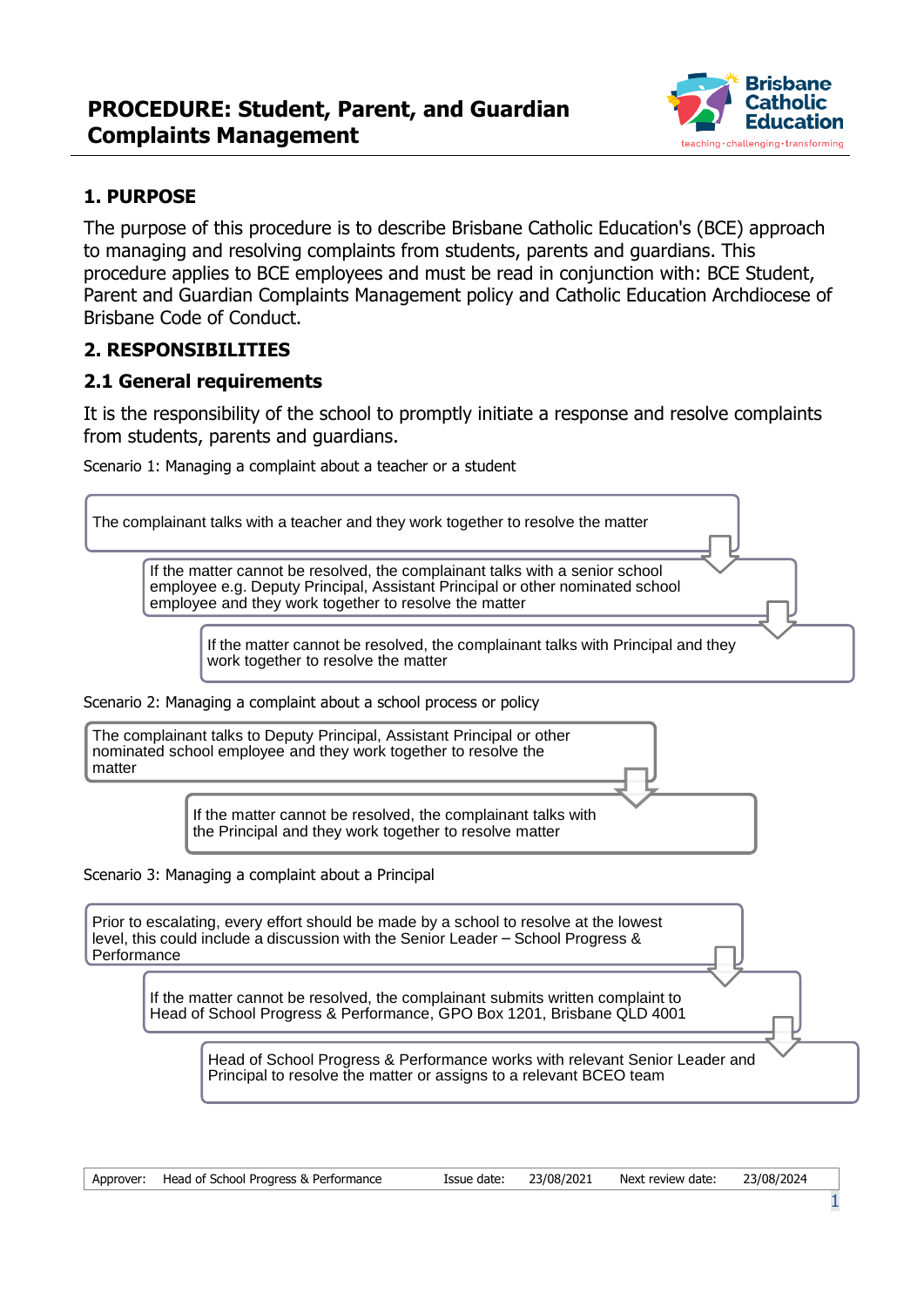# PROCEDURE: Student, Parent, and Guardian Complaints Management

## 1. PURPOSE

The purpose of this procedure is to describe Brisbane Catholic Education's (BCE) approach to managing and resolving complaints from students, parents and guardians. This procedure applies to BCE employees and must be read in conjunction with: BCE Student, Parent and Guardian Complaints Management policy and Catholic Education Archdiocese of Brisbane Code of Conduct.

## 2. RESPONSIBILITIES

### 2.1 General requirements

It is the responsibility of the school to promptly initiate a response and resolve complaints from students, parents and guardians.

Scenario 1: Managing a complaint about a teacher or a student

1. The complainant talks with a teacher and they work together to resolve the matter
2. If the matter cannot be resolved, the complainant talks with a senior school employee e.g. Deputy Principal, Assistant Principal or other nominated school employee and they work together to resolve the matter
3. If the matter cannot be resolved, the complainant talks with Principal and they work together to resolve the matter

Scenario 2: Managing a complaint about a school process or policy

1. The complainant talks to Deputy Principal, Assistant Principal or other nominated school employee and they work together to resolve the matter
2. If the matter cannot be resolved, the complainant talks with the Principal and they work together to resolve matter

Scenario 3: Managing a complaint about a Principal

1. Prior to escalating, every effort should be made by a school to resolve at the lowest level, this could include a discussion with the Senior Leader – School Progress & Performance
2. If the matter cannot be resolved, the complainant submits written complaint to Head of School Progress & Performance, GPO Box 1201, Brisbane QLD 4001
3. Head of School Progress & Performance works with relevant Senior Leader and Principal to resolve the matter or assigns to a relevant BCEO team

| Approver: | Head of School Progress & Performance | Issue date: | 23/08/2021 | Next review date: | 23/08/2024 |
| --- | --- | --- | --- | --- | --- |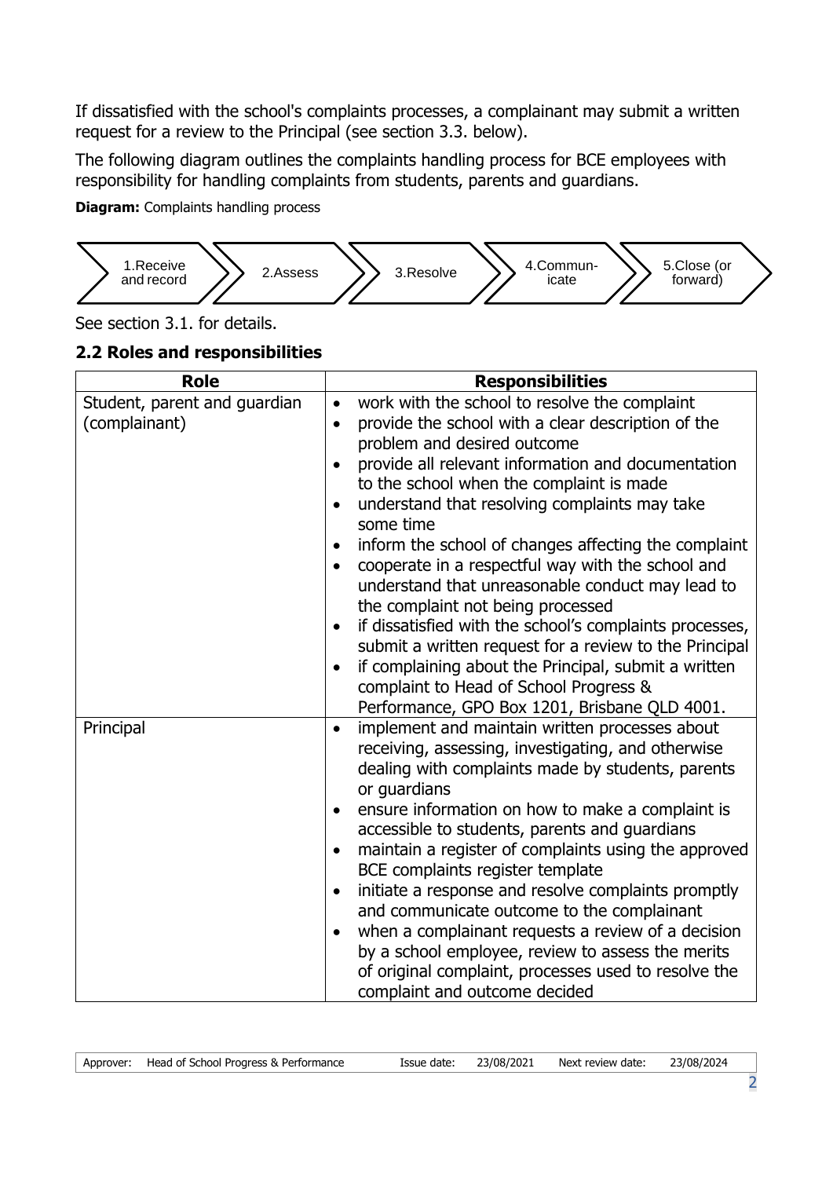If dissatisfied with the school's complaints processes, a complainant may submit a written request for a review to the Principal (see section 3.3. below).

The following diagram outlines the complaints handling process for BCE employees with responsibility for handling complaints from students, parents and guardians.

**Diagram:** Complaints handling process

1.Receive and record → 2.Assess → 3.Resolve → 4.Commun-icate → 5.Close (or forward)

See section 3.1. for details.

## 2.2 Roles and responsibilities

| Role | Responsibilities |
| --- | --- |
| Student, parent and guardian (complainant) | • work with the school to resolve the complaint<br>• provide the school with a clear description of the problem and desired outcome<br>• provide all relevant information and documentation to the school when the complaint is made<br>• understand that resolving complaints may take some time<br>• inform the school of changes affecting the complaint<br>• cooperate in a respectful way with the school and understand that unreasonable conduct may lead to the complaint not being processed<br>• if dissatisfied with the school's complaints processes, submit a written request for a review to the Principal<br>• if complaining about the Principal, submit a written complaint to Head of School Progress & Performance, GPO Box 1201, Brisbane QLD 4001. |
| Principal | • implement and maintain written processes about receiving, assessing, investigating, and otherwise dealing with complaints made by students, parents or guardians<br>• ensure information on how to make a complaint is accessible to students, parents and guardians<br>• maintain a register of complaints using the approved BCE complaints register template<br>• initiate a response and resolve complaints promptly and communicate outcome to the complainant<br>• when a complainant requests a review of a decision by a school employee, review to assess the merits of original complaint, processes used to resolve the complaint and outcome decided |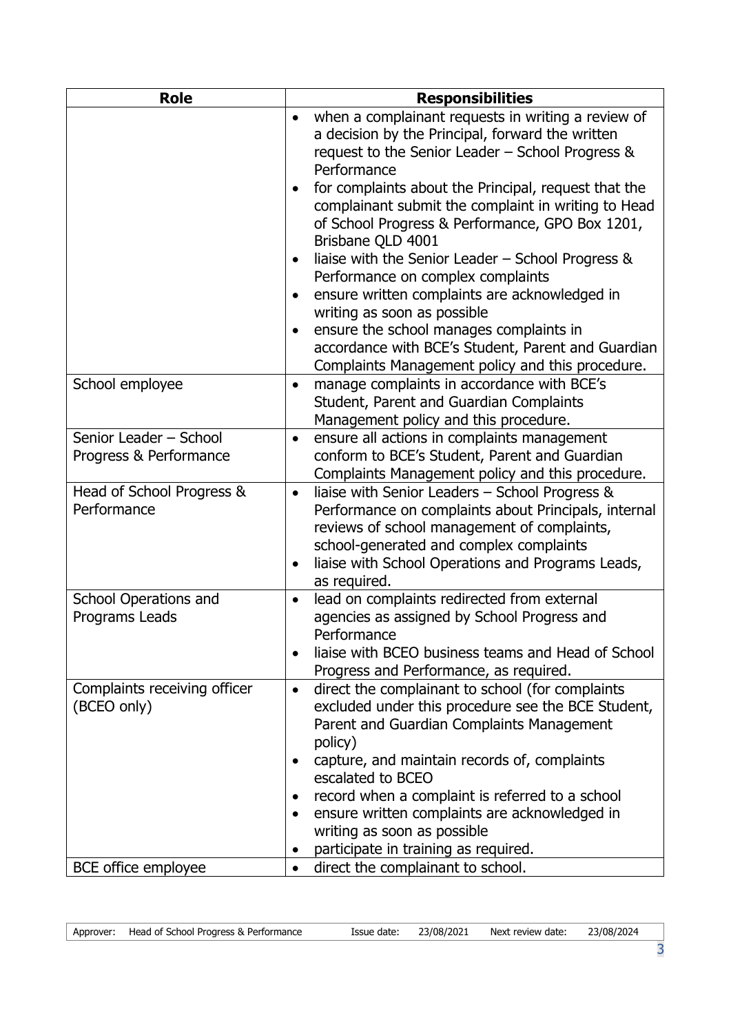| Role | Responsibilities |
| --- | --- |
| | • when a complainant requests in writing a review of a decision by the Principal, forward the written request to the Senior Leader – School Progress & Performance<br>• for complaints about the Principal, request that the complainant submit the complaint in writing to Head of School Progress & Performance, GPO Box 1201, Brisbane QLD 4001<br>• liaise with the Senior Leader – School Progress & Performance on complex complaints<br>• ensure written complaints are acknowledged in writing as soon as possible<br>• ensure the school manages complaints in accordance with BCE's Student, Parent and Guardian Complaints Management policy and this procedure. |
| School employee | • manage complaints in accordance with BCE's Student, Parent and Guardian Complaints Management policy and this procedure. |
| Senior Leader – School Progress & Performance | • ensure all actions in complaints management conform to BCE's Student, Parent and Guardian Complaints Management policy and this procedure. |
| Head of School Progress & Performance | • liaise with Senior Leaders – School Progress & Performance on complaints about Principals, internal reviews of school management of complaints, school-generated and complex complaints<br>• liaise with School Operations and Programs Leads, as required. |
| School Operations and Programs Leads | • lead on complaints redirected from external agencies as assigned by School Progress and Performance<br>• liaise with BCEO business teams and Head of School Progress and Performance, as required. |
| Complaints receiving officer (BCEO only) | • direct the complainant to school (for complaints excluded under this procedure see the BCE Student, Parent and Guardian Complaints Management policy)<br>• capture, and maintain records of, complaints escalated to BCEO<br>• record when a complaint is referred to a school<br>• ensure written complaints are acknowledged in writing as soon as possible<br>• participate in training as required. |
| BCE office employee | • direct the complainant to school. |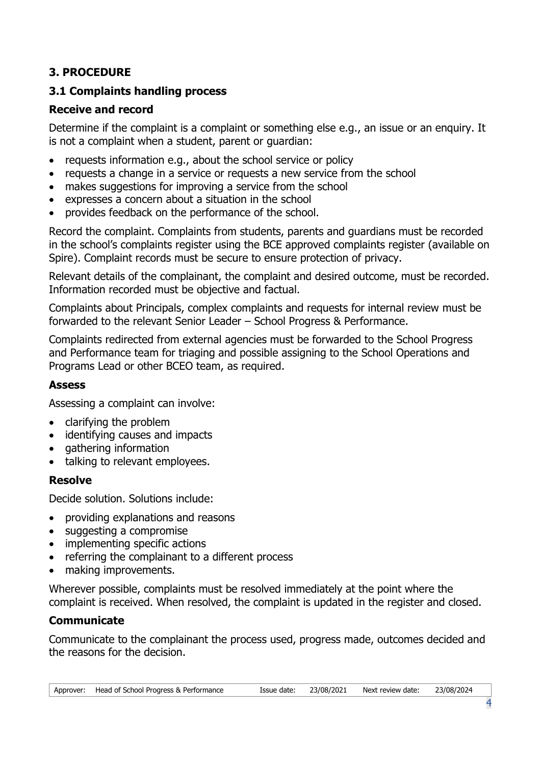## 3. PROCEDURE

### 3.1 Complaints handling process

#### Receive and record

Determine if the complaint is a complaint or something else e.g., an issue or an enquiry. It is not a complaint when a student, parent or guardian:

- requests information e.g., about the school service or policy
- requests a change in a service or requests a new service from the school
- makes suggestions for improving a service from the school
- expresses a concern about a situation in the school
- provides feedback on the performance of the school.

Record the complaint. Complaints from students, parents and guardians must be recorded in the school's complaints register using the BCE approved complaints register (available on Spire). Complaint records must be secure to ensure protection of privacy.

Relevant details of the complainant, the complaint and desired outcome, must be recorded. Information recorded must be objective and factual.

Complaints about Principals, complex complaints and requests for internal review must be forwarded to the relevant Senior Leader – School Progress & Performance.

Complaints redirected from external agencies must be forwarded to the School Progress and Performance team for triaging and possible assigning to the School Operations and Programs Lead or other BCEO team, as required.

#### Assess

Assessing a complaint can involve:

- clarifying the problem
- identifying causes and impacts
- gathering information
- talking to relevant employees.

#### Resolve

Decide solution. Solutions include:

- providing explanations and reasons
- suggesting a compromise
- implementing specific actions
- referring the complainant to a different process
- making improvements.

Wherever possible, complaints must be resolved immediately at the point where the complaint is received. When resolved, the complaint is updated in the register and closed.

#### Communicate

Communicate to the complainant the process used, progress made, outcomes decided and the reasons for the decision.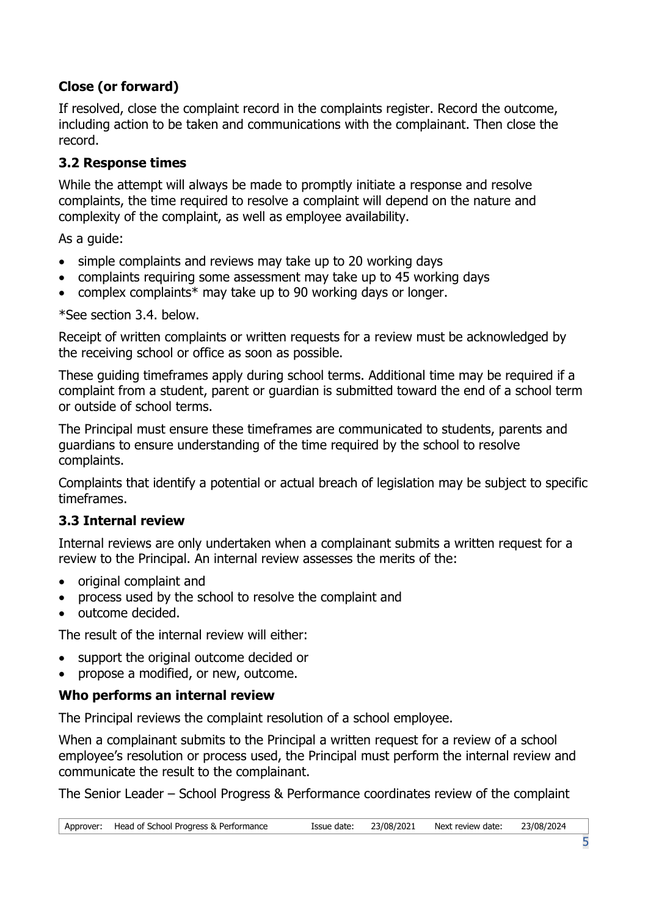### Close (or forward)

If resolved, close the complaint record in the complaints register. Record the outcome, including action to be taken and communications with the complainant. Then close the record.

## 3.2 Response times

While the attempt will always be made to promptly initiate a response and resolve complaints, the time required to resolve a complaint will depend on the nature and complexity of the complaint, as well as employee availability.

As a guide:

- simple complaints and reviews may take up to 20 working days
- complaints requiring some assessment may take up to 45 working days
- complex complaints* may take up to 90 working days or longer.

*See section 3.4. below.

Receipt of written complaints or written requests for a review must be acknowledged by the receiving school or office as soon as possible.

These guiding timeframes apply during school terms. Additional time may be required if a complaint from a student, parent or guardian is submitted toward the end of a school term or outside of school terms.

The Principal must ensure these timeframes are communicated to students, parents and guardians to ensure understanding of the time required by the school to resolve complaints.

Complaints that identify a potential or actual breach of legislation may be subject to specific timeframes.

## 3.3 Internal review

Internal reviews are only undertaken when a complainant submits a written request for a review to the Principal. An internal review assesses the merits of the:

- original complaint and
- process used by the school to resolve the complaint and
- outcome decided.

The result of the internal review will either:

- support the original outcome decided or
- propose a modified, or new, outcome.

### Who performs an internal review

The Principal reviews the complaint resolution of a school employee.

When a complainant submits to the Principal a written request for a review of a school employee's resolution or process used, the Principal must perform the internal review and communicate the result to the complainant.

The Senior Leader – School Progress & Performance coordinates review of the complaint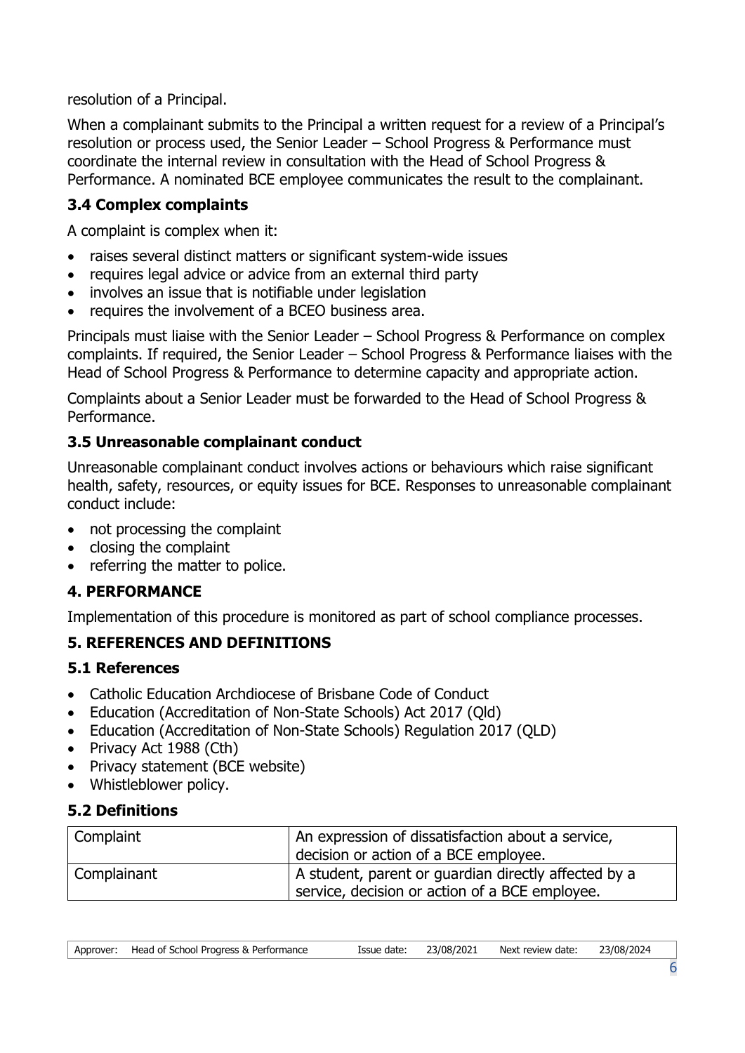resolution of a Principal.

When a complainant submits to the Principal a written request for a review of a Principal's resolution or process used, the Senior Leader – School Progress & Performance must coordinate the internal review in consultation with the Head of School Progress & Performance. A nominated BCE employee communicates the result to the complainant.

### 3.4 Complex complaints

A complaint is complex when it:

- raises several distinct matters or significant system-wide issues
- requires legal advice or advice from an external third party
- involves an issue that is notifiable under legislation
- requires the involvement of a BCEO business area.

Principals must liaise with the Senior Leader – School Progress & Performance on complex complaints. If required, the Senior Leader – School Progress & Performance liaises with the Head of School Progress & Performance to determine capacity and appropriate action.

Complaints about a Senior Leader must be forwarded to the Head of School Progress & Performance.

### 3.5 Unreasonable complainant conduct

Unreasonable complainant conduct involves actions or behaviours which raise significant health, safety, resources, or equity issues for BCE. Responses to unreasonable complainant conduct include:

- not processing the complaint
- closing the complaint
- referring the matter to police.

## 4. PERFORMANCE

Implementation of this procedure is monitored as part of school compliance processes.

## 5. REFERENCES AND DEFINITIONS

### 5.1 References

- Catholic Education Archdiocese of Brisbane Code of Conduct
- Education (Accreditation of Non-State Schools) Act 2017 (Qld)
- Education (Accreditation of Non-State Schools) Regulation 2017 (QLD)
- Privacy Act 1988 (Cth)
- Privacy statement (BCE website)
- Whistleblower policy.

### 5.2 Definitions

| | |
|---|---|
| Complaint | An expression of dissatisfaction about a service, decision or action of a BCE employee. |
| Complainant | A student, parent or guardian directly affected by a service, decision or action of a BCE employee. |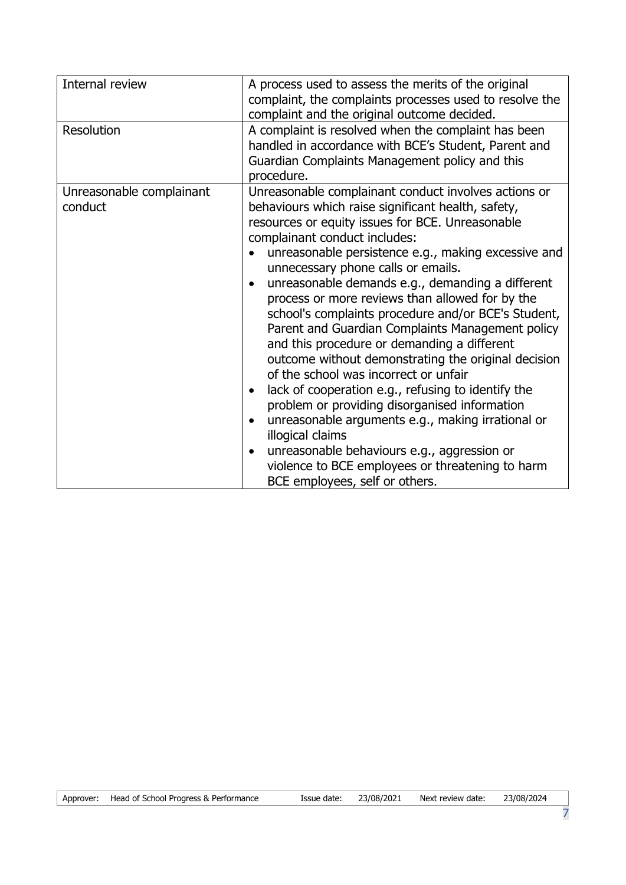| | |
|---|---|
| Internal review | A process used to assess the merits of the original complaint, the complaints processes used to resolve the complaint and the original outcome decided. |
| Resolution | A complaint is resolved when the complaint has been handled in accordance with BCE's Student, Parent and Guardian Complaints Management policy and this procedure. |
| Unreasonable complainant conduct | Unreasonable complainant conduct involves actions or behaviours which raise significant health, safety, resources or equity issues for BCE. Unreasonable complainant conduct includes:<br>• unreasonable persistence e.g., making excessive and unnecessary phone calls or emails.<br>• unreasonable demands e.g., demanding a different process or more reviews than allowed for by the school's complaints procedure and/or BCE's Student, Parent and Guardian Complaints Management policy and this procedure or demanding a different outcome without demonstrating the original decision of the school was incorrect or unfair<br>• lack of cooperation e.g., refusing to identify the problem or providing disorganised information<br>• unreasonable arguments e.g., making irrational or illogical claims<br>• unreasonable behaviours e.g., aggression or violence to BCE employees or threatening to harm BCE employees, self or others. |